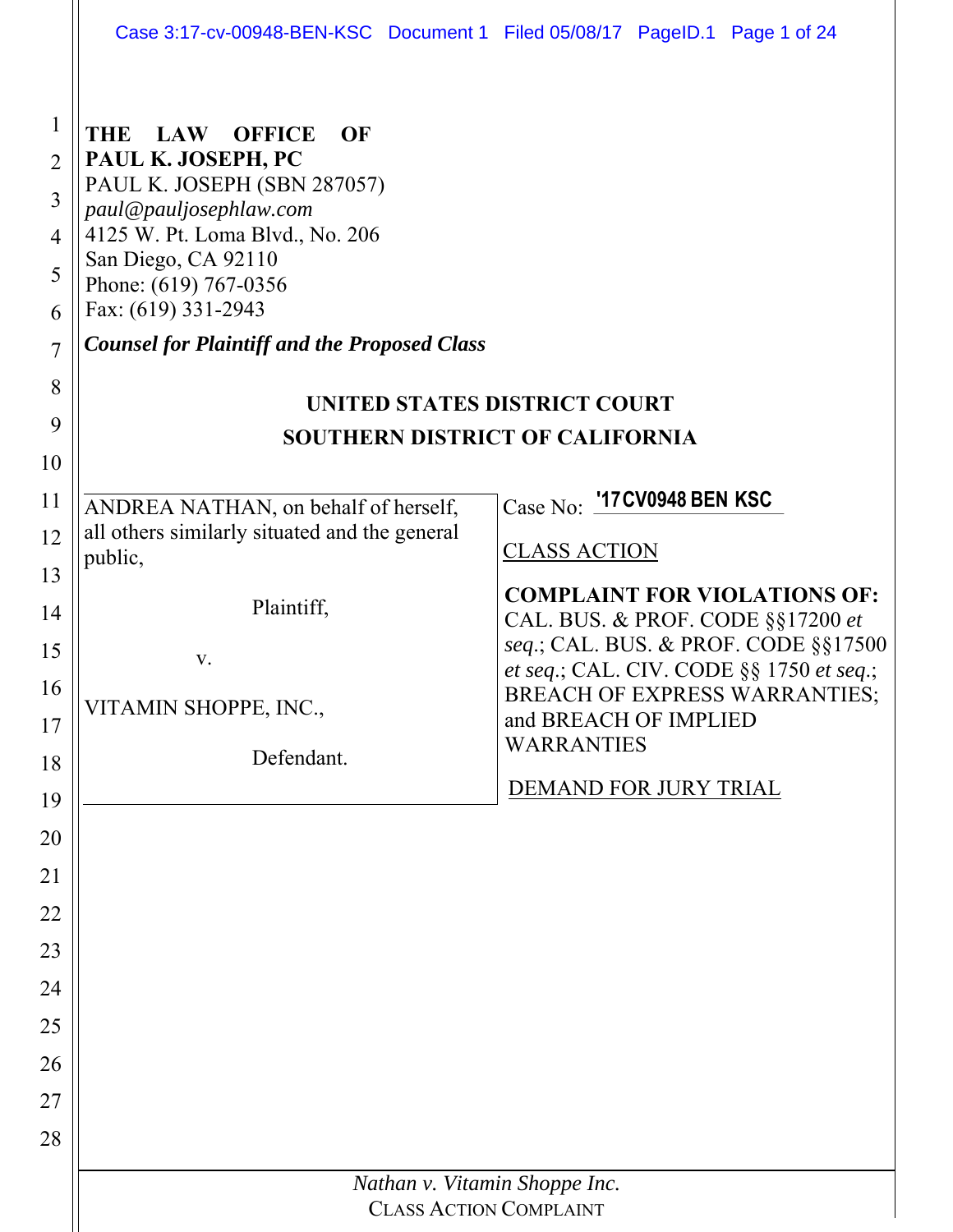**THE LAW OFFICE OF PAUL K. JOSEPH, PC**
PAUL K. JOSEPH (SBN 287057)
*paul@pauljosephlaw.com*
4125 W. Pt. Loma Blvd., No. 206
San Diego, CA 92110
Phone: (619) 767-0356
Fax: (619) 331-2943

***Counsel for Plaintiff and the Proposed Class***

**UNITED STATES DISTRICT COURT**
**SOUTHERN DISTRICT OF CALIFORNIA**

ANDREA NATHAN, on behalf of herself, all others similarly situated and the general public,

Plaintiff,

v.

VITAMIN SHOPPE, INC.,

Defendant.

Case No: '17CV0948 BEN KSC

CLASS ACTION

**COMPLAINT FOR VIOLATIONS OF:** CAL. BUS. & PROF. CODE §§17200 *et seq.*; CAL. BUS. & PROF. CODE §§17500 *et seq.*; CAL. CIV. CODE §§ 1750 *et seq.*; BREACH OF EXPRESS WARRANTIES; and BREACH OF IMPLIED WARRANTIES

DEMAND FOR JURY TRIAL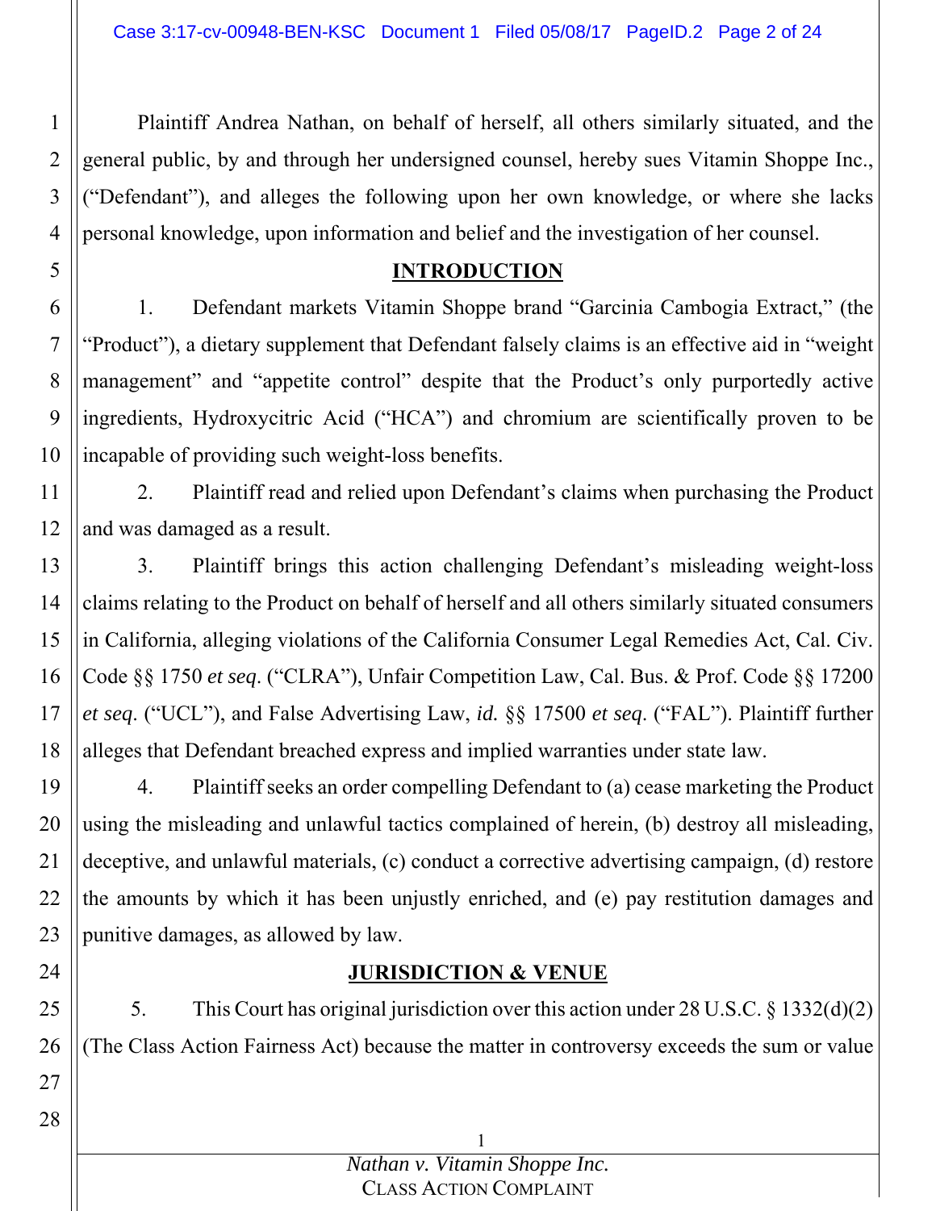Plaintiff Andrea Nathan, on behalf of herself, all others similarly situated, and the general public, by and through her undersigned counsel, hereby sues Vitamin Shoppe Inc., ("Defendant"), and alleges the following upon her own knowledge, or where she lacks personal knowledge, upon information and belief and the investigation of her counsel.

## INTRODUCTION

1. Defendant markets Vitamin Shoppe brand "Garcinia Cambogia Extract," (the "Product"), a dietary supplement that Defendant falsely claims is an effective aid in "weight management" and "appetite control" despite that the Product's only purportedly active ingredients, Hydroxycitric Acid ("HCA") and chromium are scientifically proven to be incapable of providing such weight-loss benefits.

2. Plaintiff read and relied upon Defendant's claims when purchasing the Product and was damaged as a result.

3. Plaintiff brings this action challenging Defendant's misleading weight-loss claims relating to the Product on behalf of herself and all others similarly situated consumers in California, alleging violations of the California Consumer Legal Remedies Act, Cal. Civ. Code §§ 1750 *et seq*. ("CLRA"), Unfair Competition Law, Cal. Bus. & Prof. Code §§ 17200 *et seq*. ("UCL"), and False Advertising Law, *id.* §§ 17500 *et seq*. ("FAL"). Plaintiff further alleges that Defendant breached express and implied warranties under state law.

4. Plaintiff seeks an order compelling Defendant to (a) cease marketing the Product using the misleading and unlawful tactics complained of herein, (b) destroy all misleading, deceptive, and unlawful materials, (c) conduct a corrective advertising campaign, (d) restore the amounts by which it has been unjustly enriched, and (e) pay restitution damages and punitive damages, as allowed by law.

## JURISDICTION & VENUE

5. This Court has original jurisdiction over this action under 28 U.S.C. § 1332(d)(2) (The Class Action Fairness Act) because the matter in controversy exceeds the sum or value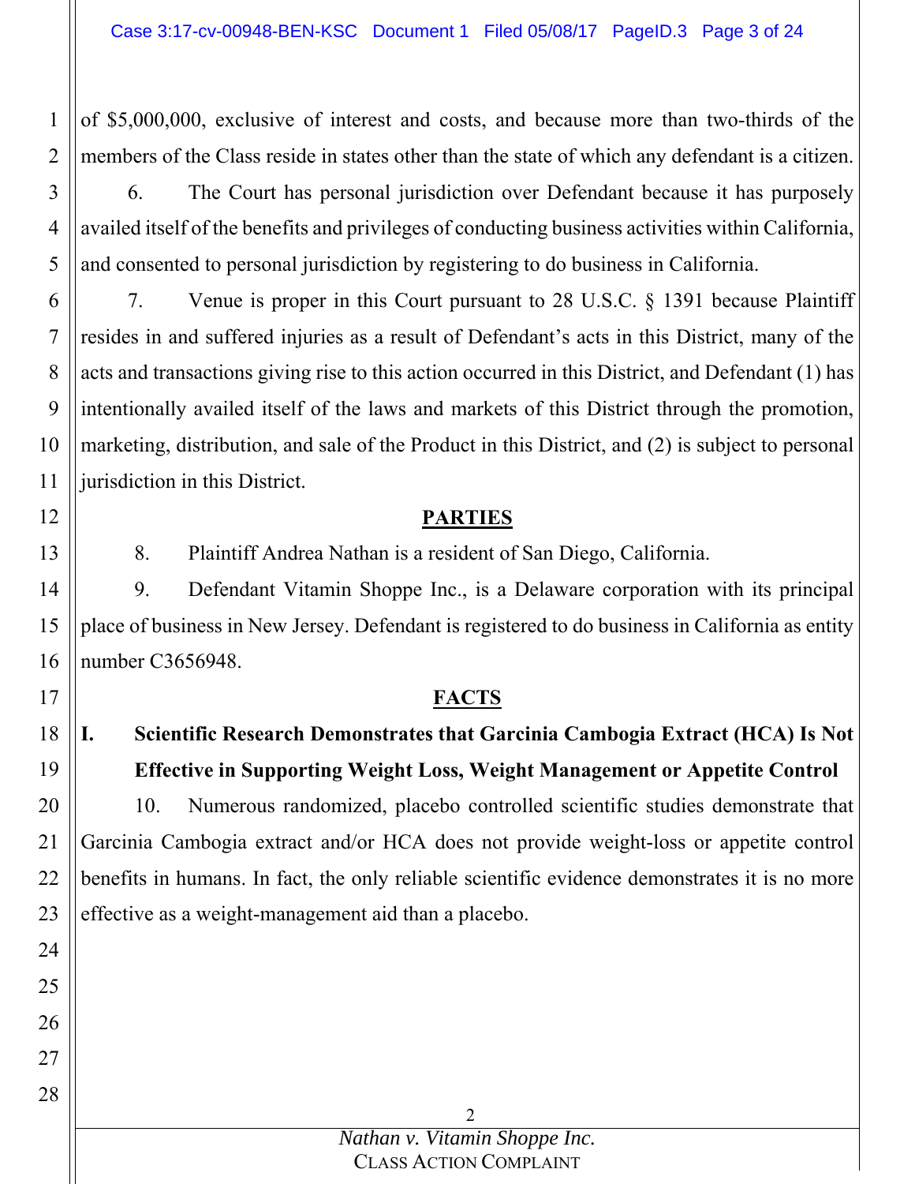of $5,000,000, exclusive of interest and costs, and because more than two-thirds of the members of the Class reside in states other than the state of which any defendant is a citizen.

6. The Court has personal jurisdiction over Defendant because it has purposely availed itself of the benefits and privileges of conducting business activities within California, and consented to personal jurisdiction by registering to do business in California.

7. Venue is proper in this Court pursuant to 28 U.S.C. § 1391 because Plaintiff resides in and suffered injuries as a result of Defendant's acts in this District, many of the acts and transactions giving rise to this action occurred in this District, and Defendant (1) has intentionally availed itself of the laws and markets of this District through the promotion, marketing, distribution, and sale of the Product in this District, and (2) is subject to personal jurisdiction in this District.

## PARTIES

8. Plaintiff Andrea Nathan is a resident of San Diego, California.

9. Defendant Vitamin Shoppe Inc., is a Delaware corporation with its principal place of business in New Jersey. Defendant is registered to do business in California as entity number C3656948.

## FACTS

### I. Scientific Research Demonstrates that Garcinia Cambogia Extract (HCA) Is Not Effective in Supporting Weight Loss, Weight Management or Appetite Control

10. Numerous randomized, placebo controlled scientific studies demonstrate that Garcinia Cambogia extract and/or HCA does not provide weight-loss or appetite control benefits in humans. In fact, the only reliable scientific evidence demonstrates it is no more effective as a weight-management aid than a placebo.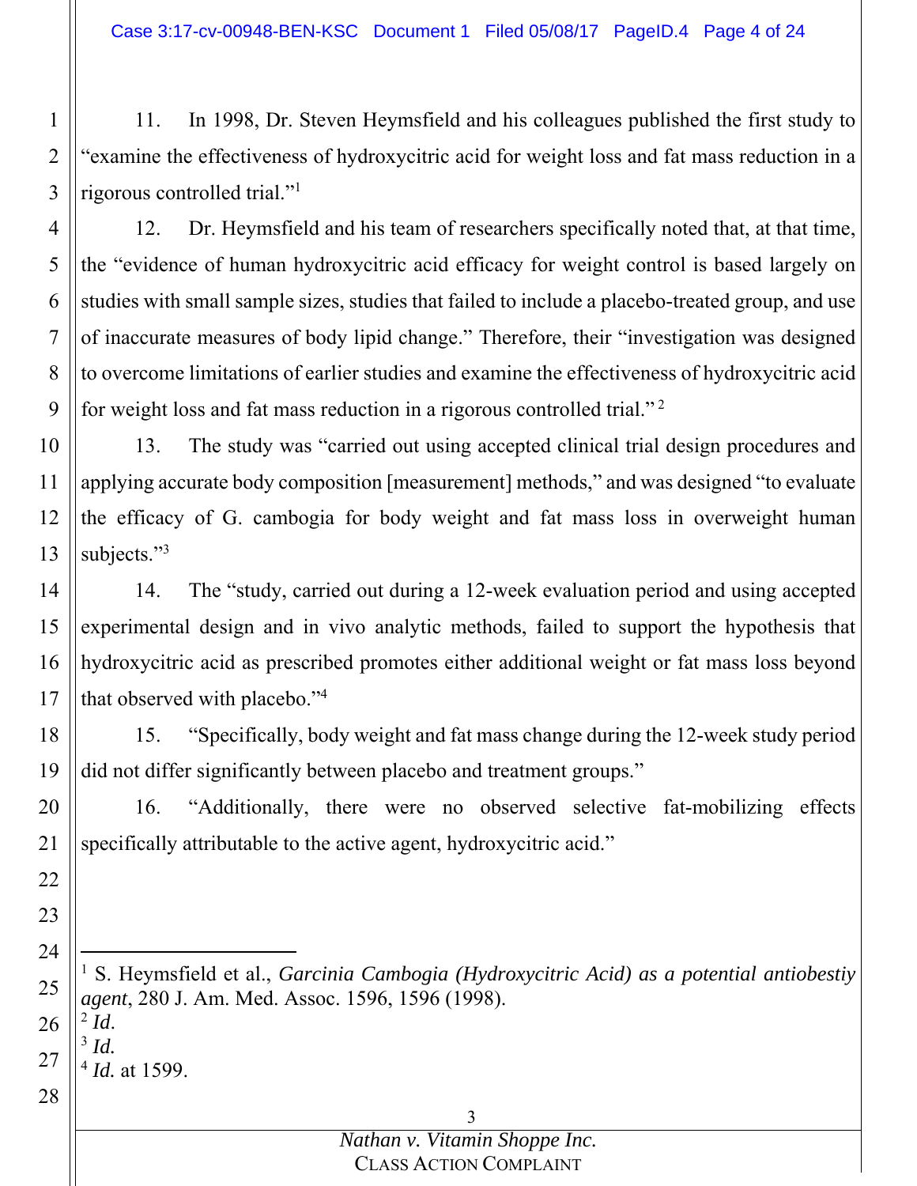11. In 1998, Dr. Steven Heymsfield and his colleagues published the first study to "examine the effectiveness of hydroxycitric acid for weight loss and fat mass reduction in a rigorous controlled trial."[1]

12. Dr. Heymsfield and his team of researchers specifically noted that, at that time, the "evidence of human hydroxycitric acid efficacy for weight control is based largely on studies with small sample sizes, studies that failed to include a placebo-treated group, and use of inaccurate measures of body lipid change." Therefore, their "investigation was designed to overcome limitations of earlier studies and examine the effectiveness of hydroxycitric acid for weight loss and fat mass reduction in a rigorous controlled trial."[2]

13. The study was "carried out using accepted clinical trial design procedures and applying accurate body composition [measurement] methods," and was designed "to evaluate the efficacy of G. cambogia for body weight and fat mass loss in overweight human subjects."[3]

14. The "study, carried out during a 12-week evaluation period and using accepted experimental design and in vivo analytic methods, failed to support the hypothesis that hydroxycitric acid as prescribed promotes either additional weight or fat mass loss beyond that observed with placebo."[4]

15. "Specifically, body weight and fat mass change during the 12-week study period did not differ significantly between placebo and treatment groups."

16. "Additionally, there were no observed selective fat-mobilizing effects specifically attributable to the active agent, hydroxycitric acid."

---

[1] S. Heymsfield et al., *Garcinia Cambogia (Hydroxycitric Acid) as a potential antiobestiy agent*, 280 J. Am. Med. Assoc. 1596, 1596 (1998).

[2] *Id.*

[3] *Id.*

[4] *Id.* at 1599.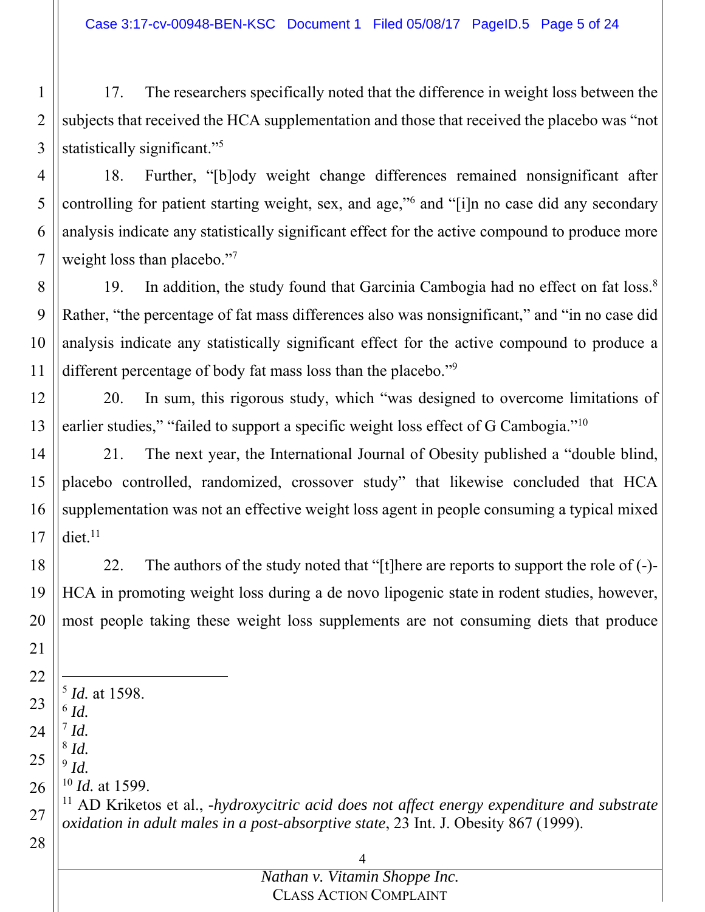17. The researchers specifically noted that the difference in weight loss between the subjects that received the HCA supplementation and those that received the placebo was "not statistically significant."[5]

18. Further, "[b]ody weight change differences remained nonsignificant after controlling for patient starting weight, sex, and age,"[6] and "[i]n no case did any secondary analysis indicate any statistically significant effect for the active compound to produce more weight loss than placebo."[7]

19. In addition, the study found that Garcinia Cambogia had no effect on fat loss.[8] Rather, "the percentage of fat mass differences also was nonsignificant," and "in no case did analysis indicate any statistically significant effect for the active compound to produce a different percentage of body fat mass loss than the placebo."[9]

20. In sum, this rigorous study, which "was designed to overcome limitations of earlier studies," "failed to support a specific weight loss effect of G Cambogia."[10]

21. The next year, the International Journal of Obesity published a "double blind, placebo controlled, randomized, crossover study" that likewise concluded that HCA supplementation was not an effective weight loss agent in people consuming a typical mixed diet.[11]

22. The authors of the study noted that "[t]here are reports to support the role of (-)-HCA in promoting weight loss during a de novo lipogenic state in rodent studies, however, most people taking these weight loss supplements are not consuming diets that produce

---

[5] *Id.* at 1598.
[6] *Id.*
[7] *Id.*
[8] *Id.*
[9] *Id.*
[10] *Id.* at 1599.
[11] AD Kriketos et al., *-hydroxycitric acid does not affect energy expenditure and substrate oxidation in adult males in a post-absorptive state*, 23 Int. J. Obesity 867 (1999).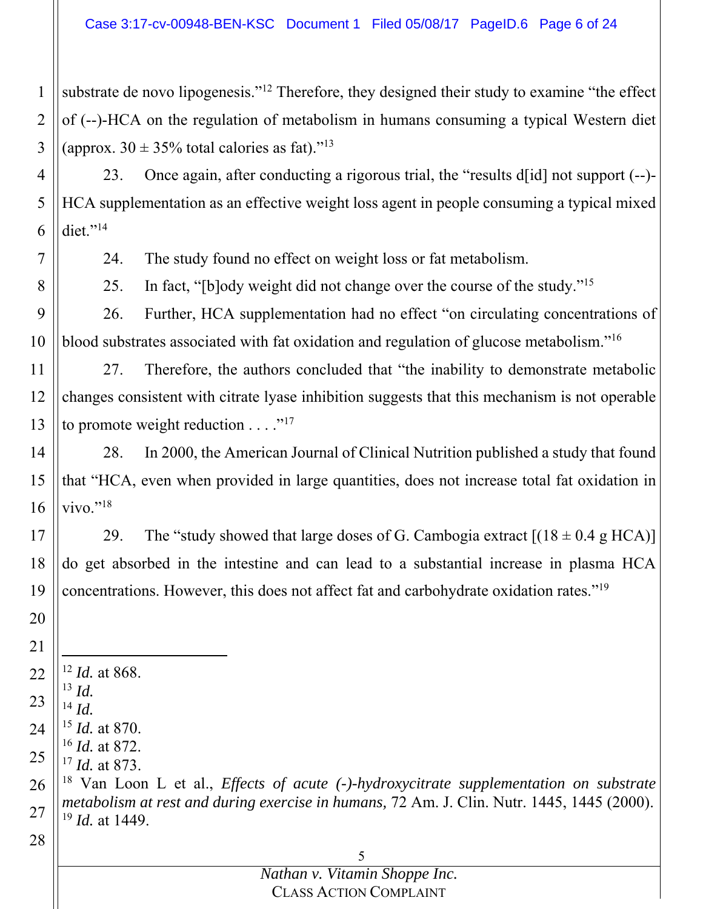substrate de novo lipogenesis."[12] Therefore, they designed their study to examine "the effect of (--)-HCA on the regulation of metabolism in humans consuming a typical Western diet (approx. 30 ± 35% total calories as fat)."[13]

23. Once again, after conducting a rigorous trial, the "results d[id] not support (--)-HCA supplementation as an effective weight loss agent in people consuming a typical mixed diet."[14]

24. The study found no effect on weight loss or fat metabolism.

25. In fact, "[b]ody weight did not change over the course of the study."[15]

26. Further, HCA supplementation had no effect "on circulating concentrations of blood substrates associated with fat oxidation and regulation of glucose metabolism."[16]

27. Therefore, the authors concluded that "the inability to demonstrate metabolic changes consistent with citrate lyase inhibition suggests that this mechanism is not operable to promote weight reduction . . . ."[17]

28. In 2000, the American Journal of Clinical Nutrition published a study that found that "HCA, even when provided in large quantities, does not increase total fat oxidation in vivo."[18]

29. The "study showed that large doses of G. Cambogia extract [(18 ± 0.4 g HCA)] do get absorbed in the intestine and can lead to a substantial increase in plasma HCA concentrations. However, this does not affect fat and carbohydrate oxidation rates."[19]

---

[12] *Id.* at 868.
[13] *Id.*
[14] *Id.*
[15] *Id.* at 870.
[16] *Id.* at 872.
[17] *Id.* at 873.
[18] Van Loon L et al., *Effects of acute (-)-hydroxycitrate supplementation on substrate metabolism at rest and during exercise in humans,* 72 Am. J. Clin. Nutr. 1445, 1445 (2000).
[19] *Id.* at 1449.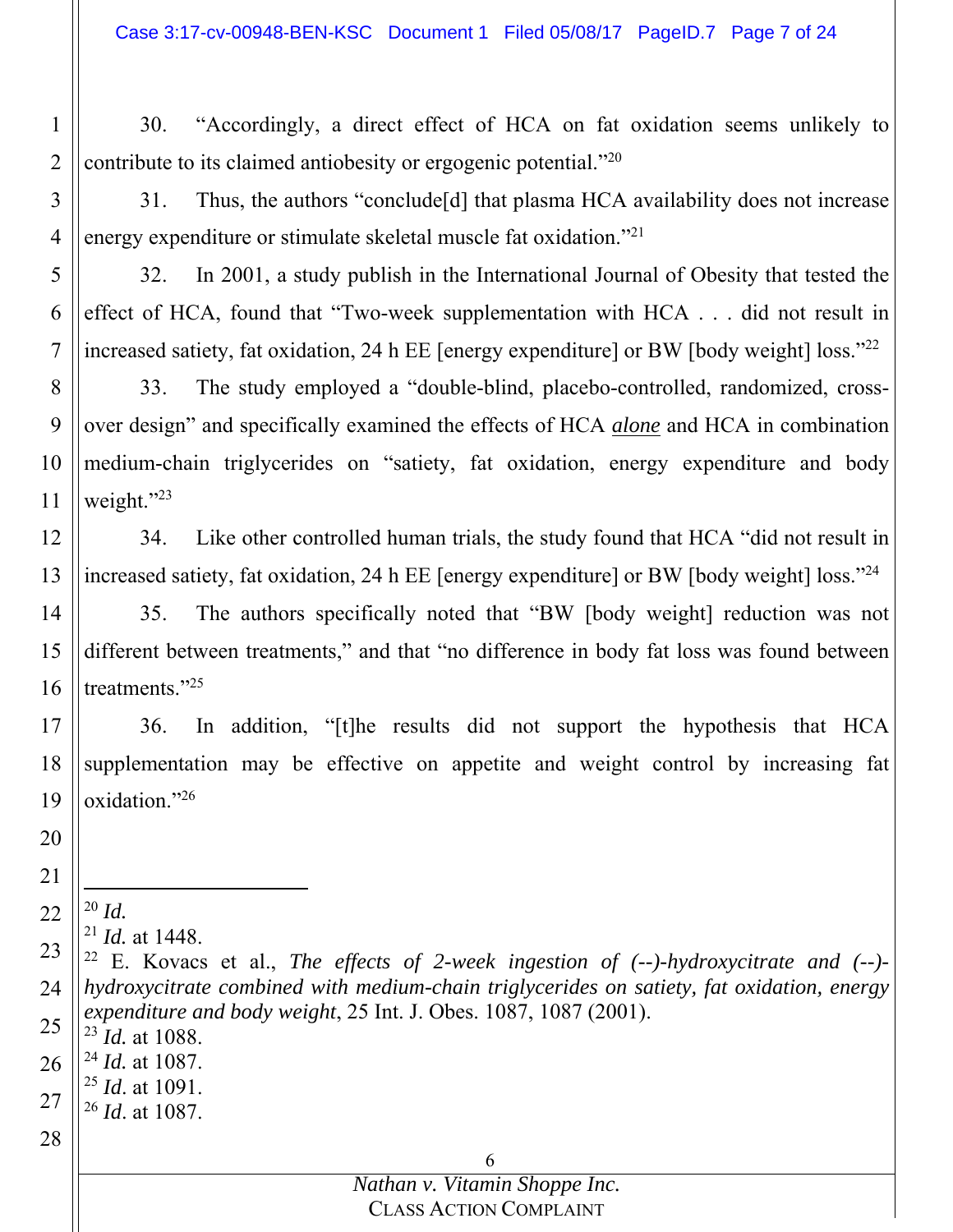30. "Accordingly, a direct effect of HCA on fat oxidation seems unlikely to contribute to its claimed antiobesity or ergogenic potential."[20]

31. Thus, the authors "conclude[d] that plasma HCA availability does not increase energy expenditure or stimulate skeletal muscle fat oxidation."[21]

32. In 2001, a study publish in the International Journal of Obesity that tested the effect of HCA, found that "Two-week supplementation with HCA . . . did not result in increased satiety, fat oxidation, 24 h EE [energy expenditure] or BW [body weight] loss."[22]

33. The study employed a "double-blind, placebo-controlled, randomized, cross-over design" and specifically examined the effects of HCA ***alone*** and HCA in combination medium-chain triglycerides on "satiety, fat oxidation, energy expenditure and body weight."[23]

34. Like other controlled human trials, the study found that HCA "did not result in increased satiety, fat oxidation, 24 h EE [energy expenditure] or BW [body weight] loss."[24]

35. The authors specifically noted that "BW [body weight] reduction was not different between treatments," and that "no difference in body fat loss was found between treatments."[25]

36. In addition, "[t]he results did not support the hypothesis that HCA supplementation may be effective on appetite and weight control by increasing fat oxidation."[26]

---

[20] *Id.*

[21] *Id.* at 1448.

[22] E. Kovacs et al., *The effects of 2-week ingestion of (--)-hydroxycitrate and (--)-hydroxycitrate combined with medium-chain triglycerides on satiety, fat oxidation, energy expenditure and body weight*, 25 Int. J. Obes. 1087, 1087 (2001).

[23] *Id.* at 1088.

[24] *Id.* at 1087.

[25] *Id*. at 1091.

[26] *Id*. at 1087.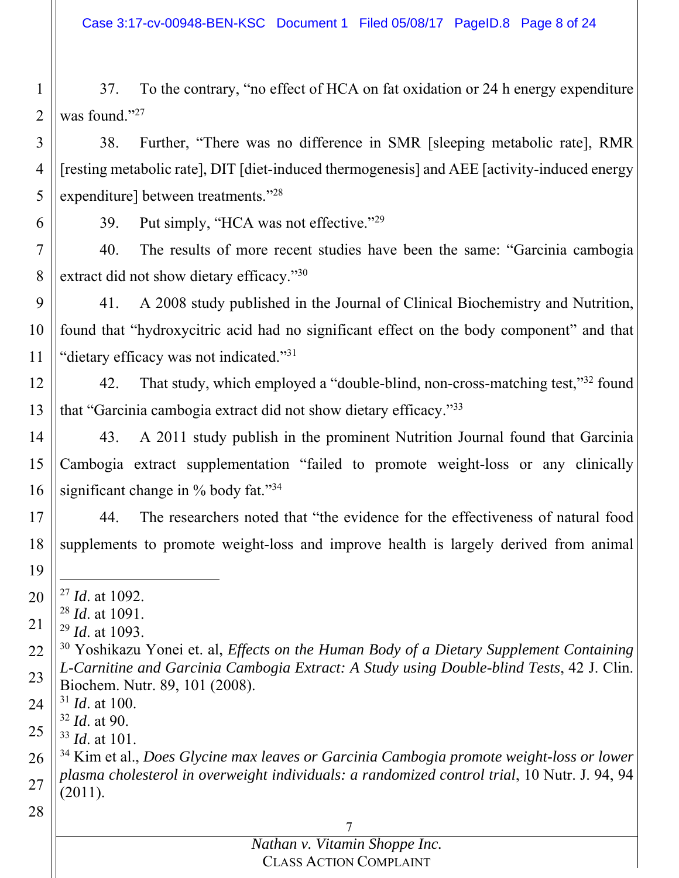37. To the contrary, "no effect of HCA on fat oxidation or 24 h energy expenditure was found."[27]

38. Further, "There was no difference in SMR [sleeping metabolic rate], RMR [resting metabolic rate], DIT [diet-induced thermogenesis] and AEE [activity-induced energy expenditure] between treatments."[28]

39. Put simply, "HCA was not effective."[29]

40. The results of more recent studies have been the same: "Garcinia cambogia extract did not show dietary efficacy."[30]

41. A 2008 study published in the Journal of Clinical Biochemistry and Nutrition, found that "hydroxycitric acid had no significant effect on the body component" and that "dietary efficacy was not indicated."[31]

42. That study, which employed a "double-blind, non-cross-matching test,"[32] found that "Garcinia cambogia extract did not show dietary efficacy."[33]

43. A 2011 study publish in the prominent Nutrition Journal found that Garcinia Cambogia extract supplementation "failed to promote weight-loss or any clinically significant change in % body fat."[34]

44. The researchers noted that "the evidence for the effectiveness of natural food supplements to promote weight-loss and improve health is largely derived from animal

---

[27] *Id*. at 1092.

[28] *Id*. at 1091.

[29] *Id*. at 1093.

[30] Yoshikazu Yonei et. al, *Effects on the Human Body of a Dietary Supplement Containing L-Carnitine and Garcinia Cambogia Extract: A Study using Double-blind Tests*, 42 J. Clin. Biochem. Nutr. 89, 101 (2008).

[31] *Id*. at 100.

[32] *Id*. at 90.

[33] *Id*. at 101.

[34] Kim et al., *Does Glycine max leaves or Garcinia Cambogia promote weight-loss or lower plasma cholesterol in overweight individuals: a randomized control trial*, 10 Nutr. J. 94, 94 (2011).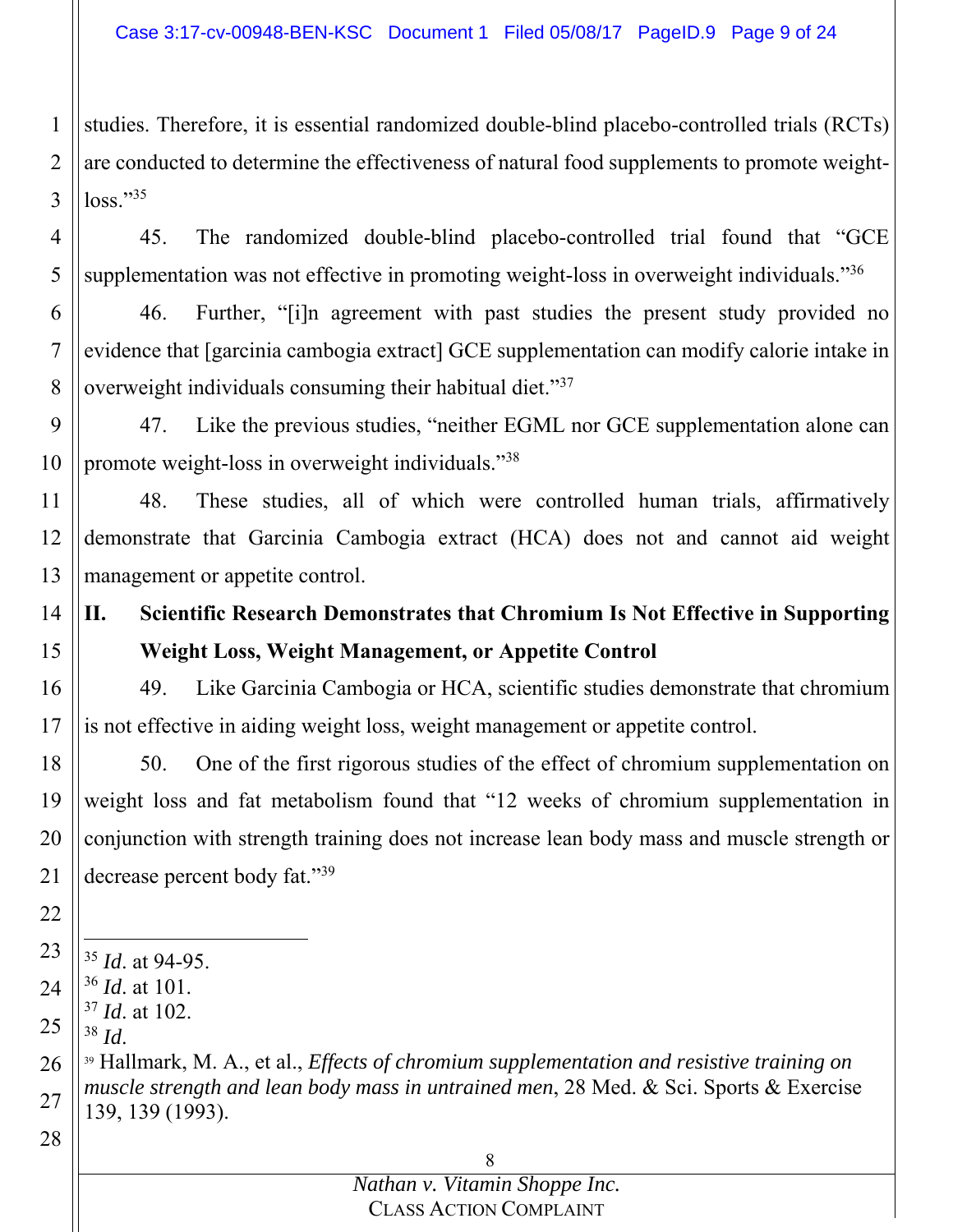studies. Therefore, it is essential randomized double-blind placebo-controlled trials (RCTs) are conducted to determine the effectiveness of natural food supplements to promote weight-loss."[35]

45. The randomized double-blind placebo-controlled trial found that "GCE supplementation was not effective in promoting weight-loss in overweight individuals."[36]

46. Further, "[i]n agreement with past studies the present study provided no evidence that [garcinia cambogia extract] GCE supplementation can modify calorie intake in overweight individuals consuming their habitual diet."[37]

47. Like the previous studies, "neither EGML nor GCE supplementation alone can promote weight-loss in overweight individuals."[38]

48. These studies, all of which were controlled human trials, affirmatively demonstrate that Garcinia Cambogia extract (HCA) does not and cannot aid weight management or appetite control.

## II. Scientific Research Demonstrates that Chromium Is Not Effective in Supporting Weight Loss, Weight Management, or Appetite Control

49. Like Garcinia Cambogia or HCA, scientific studies demonstrate that chromium is not effective in aiding weight loss, weight management or appetite control.

50. One of the first rigorous studies of the effect of chromium supplementation on weight loss and fat metabolism found that "12 weeks of chromium supplementation in conjunction with strength training does not increase lean body mass and muscle strength or decrease percent body fat."[39]

---

[35] *Id*. at 94-95.

[36] *Id*. at 101.

[37] *Id*. at 102.

[38] *Id*.

[39] Hallmark, M. A., et al., *Effects of chromium supplementation and resistive training on muscle strength and lean body mass in untrained men*, 28 Med. & Sci. Sports & Exercise 139, 139 (1993).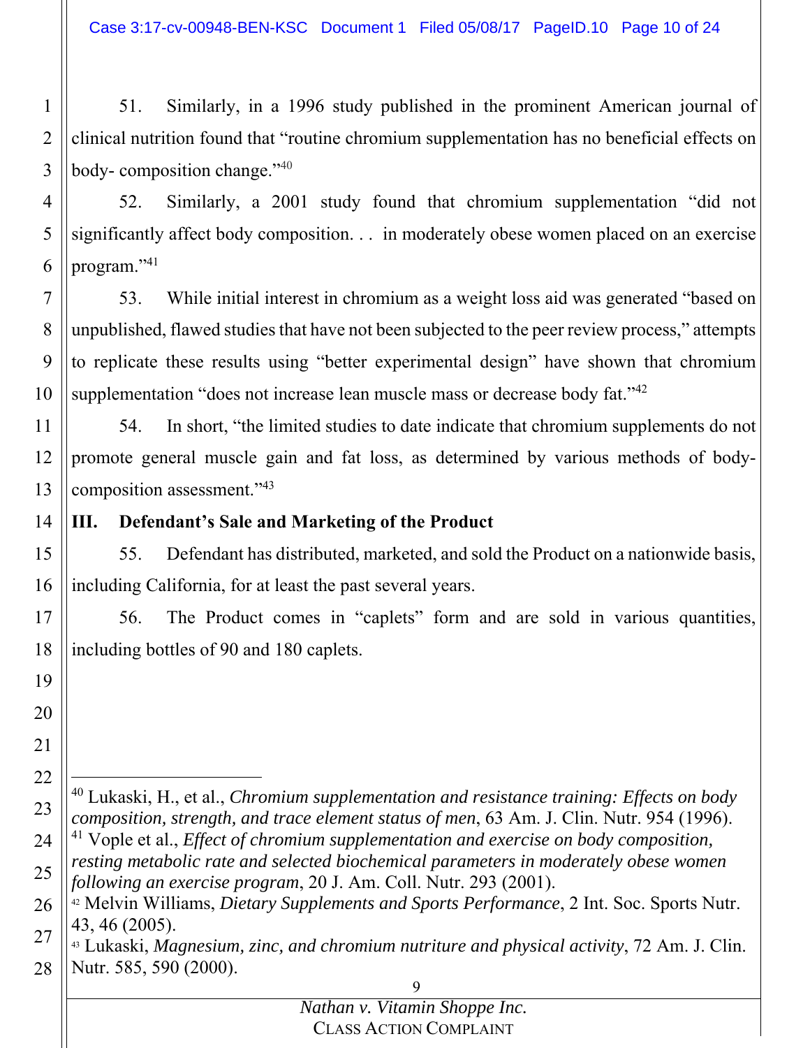51. Similarly, in a 1996 study published in the prominent American journal of clinical nutrition found that "routine chromium supplementation has no beneficial effects on body- composition change."[40]

52. Similarly, a 2001 study found that chromium supplementation "did not significantly affect body composition. . . in moderately obese women placed on an exercise program."[41]

53. While initial interest in chromium as a weight loss aid was generated "based on unpublished, flawed studies that have not been subjected to the peer review process," attempts to replicate these results using "better experimental design" have shown that chromium supplementation "does not increase lean muscle mass or decrease body fat."[42]

54. In short, "the limited studies to date indicate that chromium supplements do not promote general muscle gain and fat loss, as determined by various methods of body-composition assessment."[43]

## III. Defendant's Sale and Marketing of the Product

55. Defendant has distributed, marketed, and sold the Product on a nationwide basis, including California, for at least the past several years.

56. The Product comes in "caplets" form and are sold in various quantities, including bottles of 90 and 180 caplets.

---

[40] Lukaski, H., et al., *Chromium supplementation and resistance training: Effects on body composition, strength, and trace element status of men*, 63 Am. J. Clin. Nutr. 954 (1996).

[41] Vople et al., *Effect of chromium supplementation and exercise on body composition, resting metabolic rate and selected biochemical parameters in moderately obese women following an exercise program*, 20 J. Am. Coll. Nutr. 293 (2001).

[42] Melvin Williams, *Dietary Supplements and Sports Performance*, 2 Int. Soc. Sports Nutr. 43, 46 (2005).

[43] Lukaski, *Magnesium, zinc, and chromium nutriture and physical activity*, 72 Am. J. Clin. Nutr. 585, 590 (2000).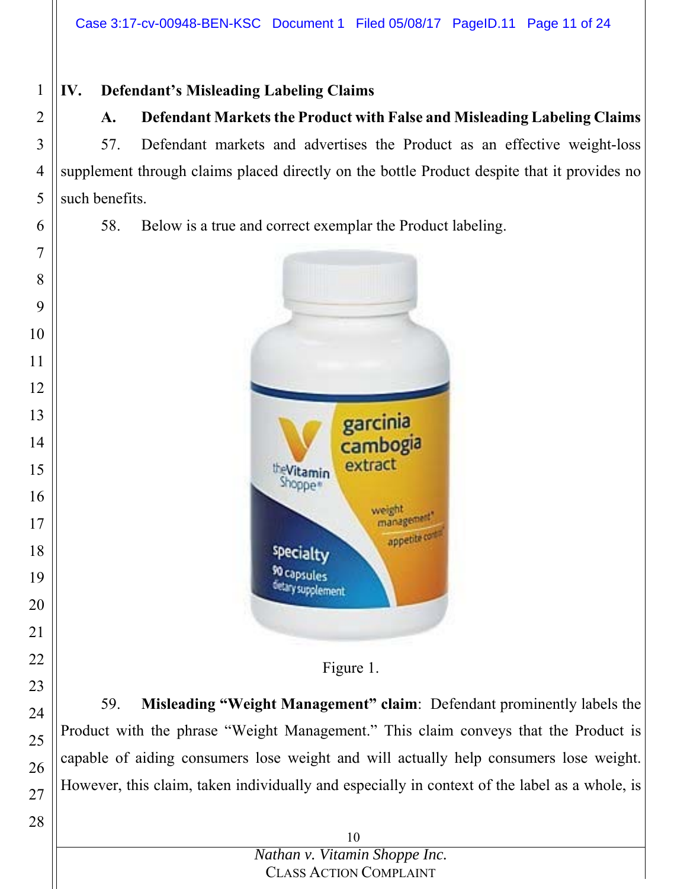## IV. Defendant's Misleading Labeling Claims

### A. Defendant Markets the Product with False and Misleading Labeling Claims

57. Defendant markets and advertises the Product as an effective weight-loss supplement through claims placed directly on the bottle Product despite that it provides no such benefits.

58. Below is a true and correct exemplar the Product labeling.

Figure 1.

59. **Misleading "Weight Management" claim**: Defendant prominently labels the Product with the phrase "Weight Management." This claim conveys that the Product is capable of aiding consumers lose weight and will actually help consumers lose weight. However, this claim, taken individually and especially in context of the label as a whole, is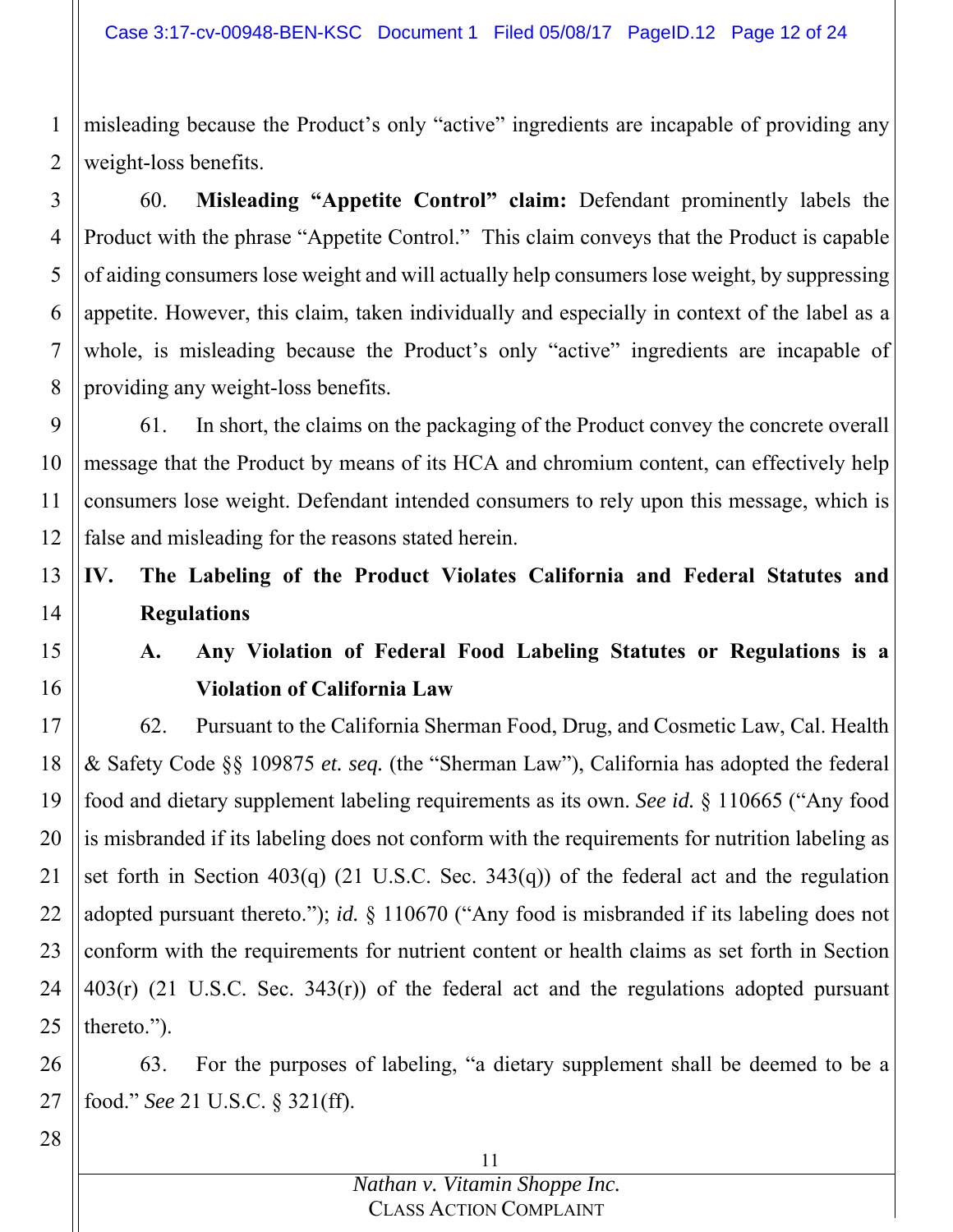misleading because the Product's only "active" ingredients are incapable of providing any weight-loss benefits.

60. **Misleading "Appetite Control" claim:** Defendant prominently labels the Product with the phrase "Appetite Control." This claim conveys that the Product is capable of aiding consumers lose weight and will actually help consumers lose weight, by suppressing appetite. However, this claim, taken individually and especially in context of the label as a whole, is misleading because the Product's only "active" ingredients are incapable of providing any weight-loss benefits.

61. In short, the claims on the packaging of the Product convey the concrete overall message that the Product by means of its HCA and chromium content, can effectively help consumers lose weight. Defendant intended consumers to rely upon this message, which is false and misleading for the reasons stated herein.

## IV. The Labeling of the Product Violates California and Federal Statutes and Regulations

### A. Any Violation of Federal Food Labeling Statutes or Regulations is a Violation of California Law

62. Pursuant to the California Sherman Food, Drug, and Cosmetic Law, Cal. Health & Safety Code §§ 109875 *et. seq.* (the "Sherman Law"), California has adopted the federal food and dietary supplement labeling requirements as its own. *See id.* § 110665 ("Any food is misbranded if its labeling does not conform with the requirements for nutrition labeling as set forth in Section 403(q) (21 U.S.C. Sec. 343(q)) of the federal act and the regulation adopted pursuant thereto."); *id.* § 110670 ("Any food is misbranded if its labeling does not conform with the requirements for nutrient content or health claims as set forth in Section 403(r) (21 U.S.C. Sec. 343(r)) of the federal act and the regulations adopted pursuant thereto.").

63. For the purposes of labeling, "a dietary supplement shall be deemed to be a food." *See* 21 U.S.C. § 321(ff).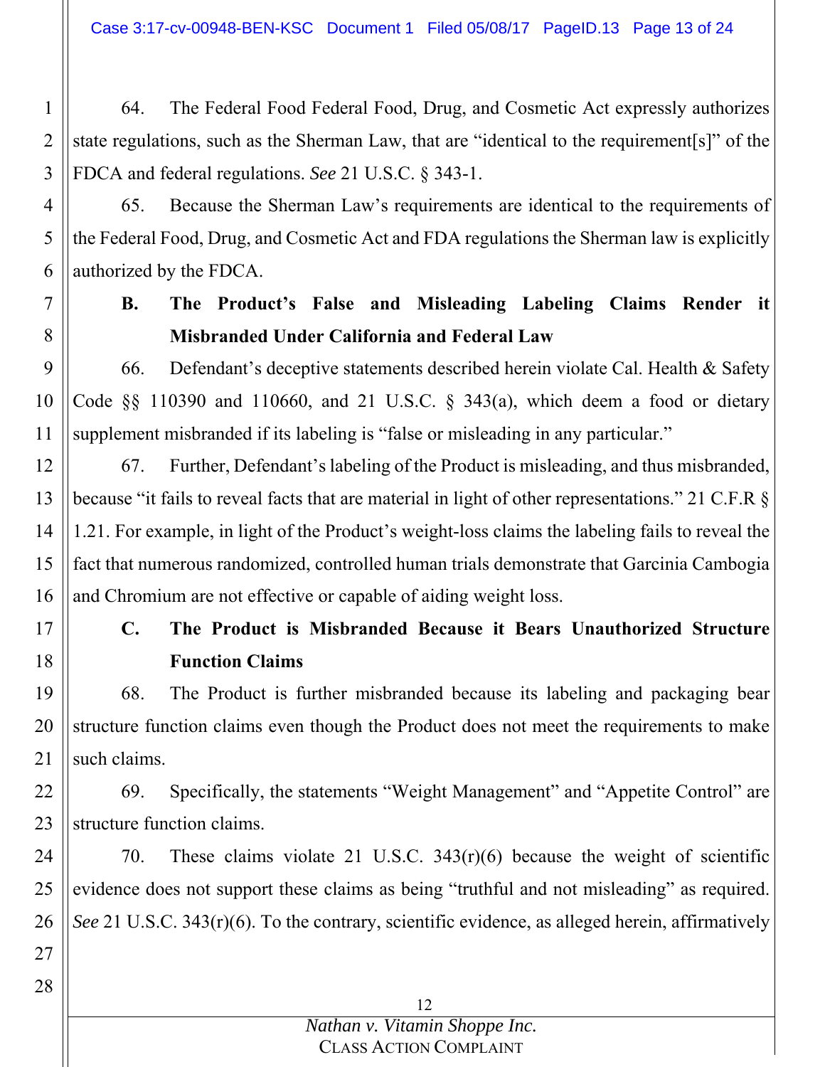64. The Federal Food Federal Food, Drug, and Cosmetic Act expressly authorizes state regulations, such as the Sherman Law, that are "identical to the requirement[s]" of the FDCA and federal regulations. *See* 21 U.S.C. § 343-1.

65. Because the Sherman Law's requirements are identical to the requirements of the Federal Food, Drug, and Cosmetic Act and FDA regulations the Sherman law is explicitly authorized by the FDCA.

### B. The Product's False and Misleading Labeling Claims Render it Misbranded Under California and Federal Law

66. Defendant's deceptive statements described herein violate Cal. Health & Safety Code §§ 110390 and 110660, and 21 U.S.C. § 343(a), which deem a food or dietary supplement misbranded if its labeling is "false or misleading in any particular."

67. Further, Defendant's labeling of the Product is misleading, and thus misbranded, because "it fails to reveal facts that are material in light of other representations." 21 C.F.R § 1.21. For example, in light of the Product's weight-loss claims the labeling fails to reveal the fact that numerous randomized, controlled human trials demonstrate that Garcinia Cambogia and Chromium are not effective or capable of aiding weight loss.

### C. The Product is Misbranded Because it Bears Unauthorized Structure Function Claims

68. The Product is further misbranded because its labeling and packaging bear structure function claims even though the Product does not meet the requirements to make such claims.

69. Specifically, the statements "Weight Management" and "Appetite Control" are structure function claims.

70. These claims violate 21 U.S.C. 343(r)(6) because the weight of scientific evidence does not support these claims as being "truthful and not misleading" as required. *See* 21 U.S.C. 343(r)(6). To the contrary, scientific evidence, as alleged herein, affirmatively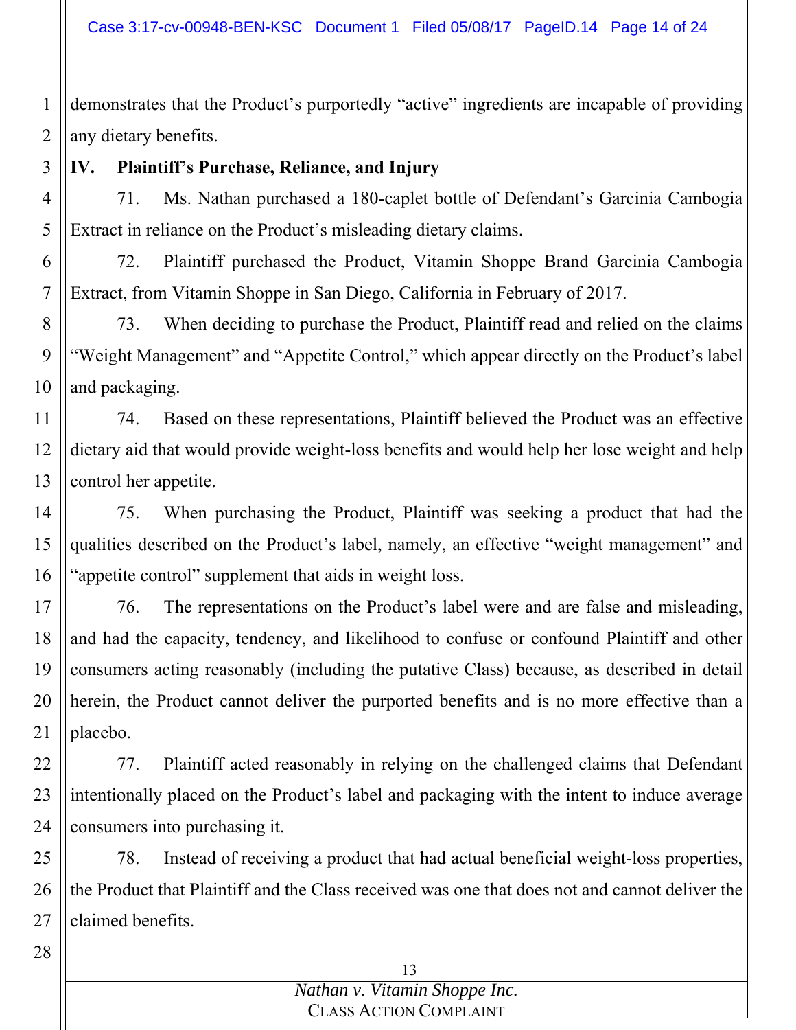demonstrates that the Product's purportedly "active" ingredients are incapable of providing any dietary benefits.

**IV. Plaintiff's Purchase, Reliance, and Injury**

71. Ms. Nathan purchased a 180-caplet bottle of Defendant's Garcinia Cambogia Extract in reliance on the Product's misleading dietary claims.

72. Plaintiff purchased the Product, Vitamin Shoppe Brand Garcinia Cambogia Extract, from Vitamin Shoppe in San Diego, California in February of 2017.

73. When deciding to purchase the Product, Plaintiff read and relied on the claims "Weight Management" and "Appetite Control," which appear directly on the Product's label and packaging.

74. Based on these representations, Plaintiff believed the Product was an effective dietary aid that would provide weight-loss benefits and would help her lose weight and help control her appetite.

75. When purchasing the Product, Plaintiff was seeking a product that had the qualities described on the Product's label, namely, an effective "weight management" and "appetite control" supplement that aids in weight loss.

76. The representations on the Product's label were and are false and misleading, and had the capacity, tendency, and likelihood to confuse or confound Plaintiff and other consumers acting reasonably (including the putative Class) because, as described in detail herein, the Product cannot deliver the purported benefits and is no more effective than a placebo.

77. Plaintiff acted reasonably in relying on the challenged claims that Defendant intentionally placed on the Product's label and packaging with the intent to induce average consumers into purchasing it.

78. Instead of receiving a product that had actual beneficial weight-loss properties, the Product that Plaintiff and the Class received was one that does not and cannot deliver the claimed benefits.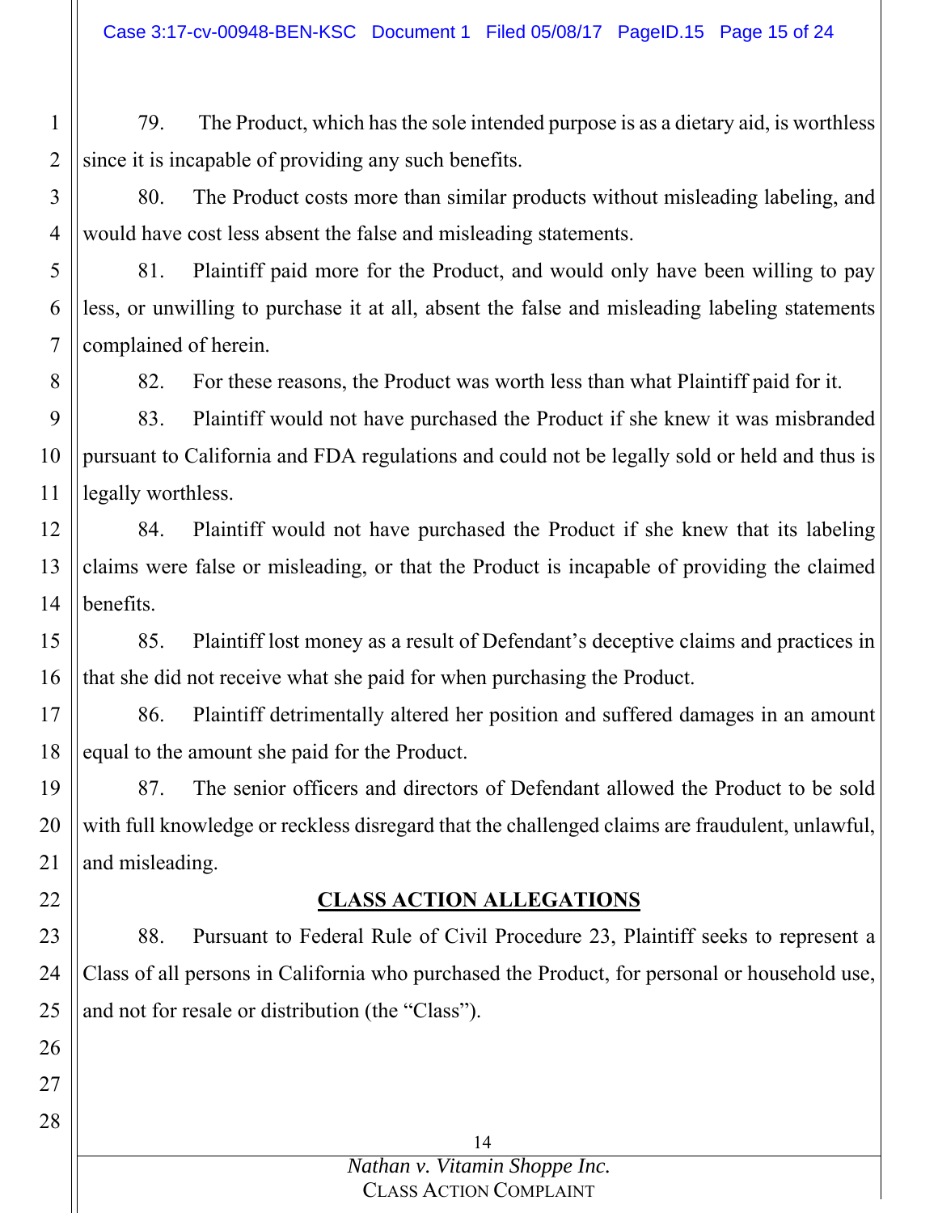79. The Product, which has the sole intended purpose is as a dietary aid, is worthless since it is incapable of providing any such benefits.

80. The Product costs more than similar products without misleading labeling, and would have cost less absent the false and misleading statements.

81. Plaintiff paid more for the Product, and would only have been willing to pay less, or unwilling to purchase it at all, absent the false and misleading labeling statements complained of herein.

82. For these reasons, the Product was worth less than what Plaintiff paid for it.

83. Plaintiff would not have purchased the Product if she knew it was misbranded pursuant to California and FDA regulations and could not be legally sold or held and thus is legally worthless.

84. Plaintiff would not have purchased the Product if she knew that its labeling claims were false or misleading, or that the Product is incapable of providing the claimed benefits.

85. Plaintiff lost money as a result of Defendant's deceptive claims and practices in that she did not receive what she paid for when purchasing the Product.

86. Plaintiff detrimentally altered her position and suffered damages in an amount equal to the amount she paid for the Product.

87. The senior officers and directors of Defendant allowed the Product to be sold with full knowledge or reckless disregard that the challenged claims are fraudulent, unlawful, and misleading.

## CLASS ACTION ALLEGATIONS

88. Pursuant to Federal Rule of Civil Procedure 23, Plaintiff seeks to represent a Class of all persons in California who purchased the Product, for personal or household use, and not for resale or distribution (the "Class").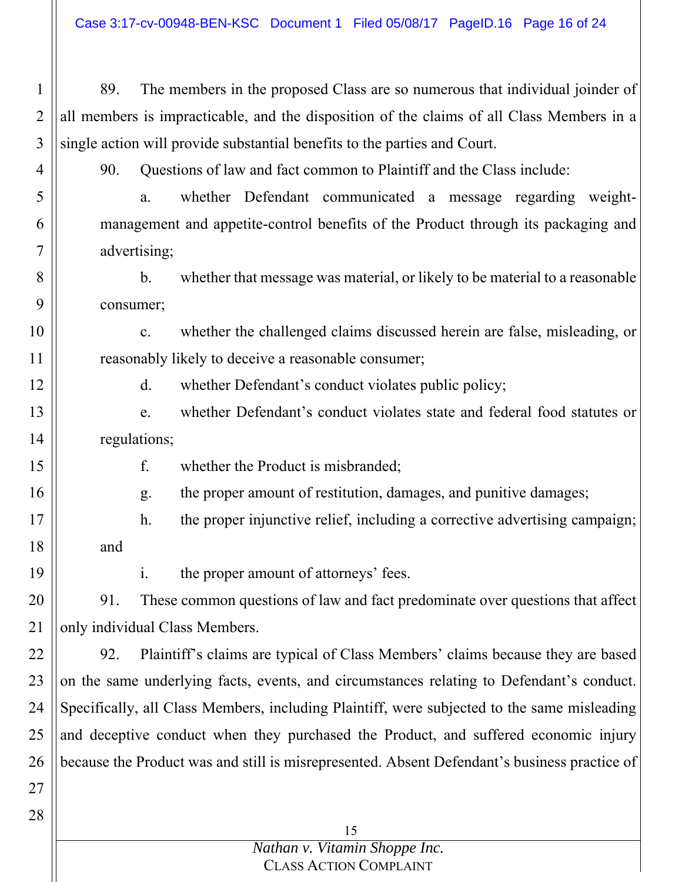89. The members in the proposed Class are so numerous that individual joinder of all members is impracticable, and the disposition of the claims of all Class Members in a single action will provide substantial benefits to the parties and Court.

90. Questions of law and fact common to Plaintiff and the Class include:

a. whether Defendant communicated a message regarding weight-management and appetite-control benefits of the Product through its packaging and advertising;

b. whether that message was material, or likely to be material to a reasonable consumer;

c. whether the challenged claims discussed herein are false, misleading, or reasonably likely to deceive a reasonable consumer;

d. whether Defendant's conduct violates public policy;

e. whether Defendant's conduct violates state and federal food statutes or regulations;

f. whether the Product is misbranded;

g. the proper amount of restitution, damages, and punitive damages;

h. the proper injunctive relief, including a corrective advertising campaign; and

i. the proper amount of attorneys' fees.

91. These common questions of law and fact predominate over questions that affect only individual Class Members.

92. Plaintiff's claims are typical of Class Members' claims because they are based on the same underlying facts, events, and circumstances relating to Defendant's conduct. Specifically, all Class Members, including Plaintiff, were subjected to the same misleading and deceptive conduct when they purchased the Product, and suffered economic injury because the Product was and still is misrepresented. Absent Defendant's business practice of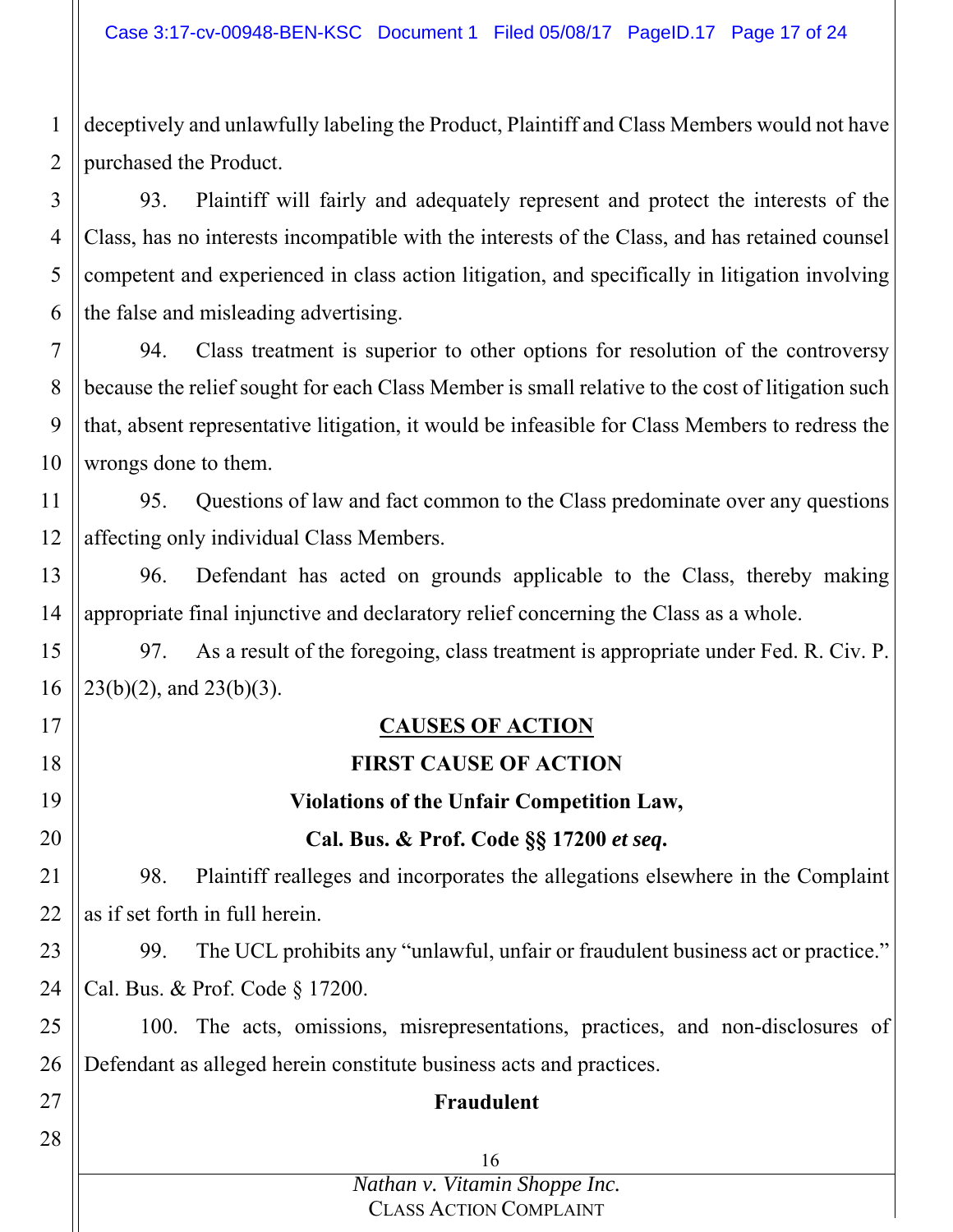deceptively and unlawfully labeling the Product, Plaintiff and Class Members would not have purchased the Product.

93. Plaintiff will fairly and adequately represent and protect the interests of the Class, has no interests incompatible with the interests of the Class, and has retained counsel competent and experienced in class action litigation, and specifically in litigation involving the false and misleading advertising.

94. Class treatment is superior to other options for resolution of the controversy because the relief sought for each Class Member is small relative to the cost of litigation such that, absent representative litigation, it would be infeasible for Class Members to redress the wrongs done to them.

95. Questions of law and fact common to the Class predominate over any questions affecting only individual Class Members.

96. Defendant has acted on grounds applicable to the Class, thereby making appropriate final injunctive and declaratory relief concerning the Class as a whole.

97. As a result of the foregoing, class treatment is appropriate under Fed. R. Civ. P. 23(b)(2), and 23(b)(3).

## CAUSES OF ACTION

### FIRST CAUSE OF ACTION

### Violations of the Unfair Competition Law, Cal. Bus. & Prof. Code §§ 17200 *et seq.*

98. Plaintiff realleges and incorporates the allegations elsewhere in the Complaint as if set forth in full herein.

99. The UCL prohibits any "unlawful, unfair or fraudulent business act or practice." Cal. Bus. & Prof. Code § 17200.

100. The acts, omissions, misrepresentations, practices, and non-disclosures of Defendant as alleged herein constitute business acts and practices.

**Fraudulent**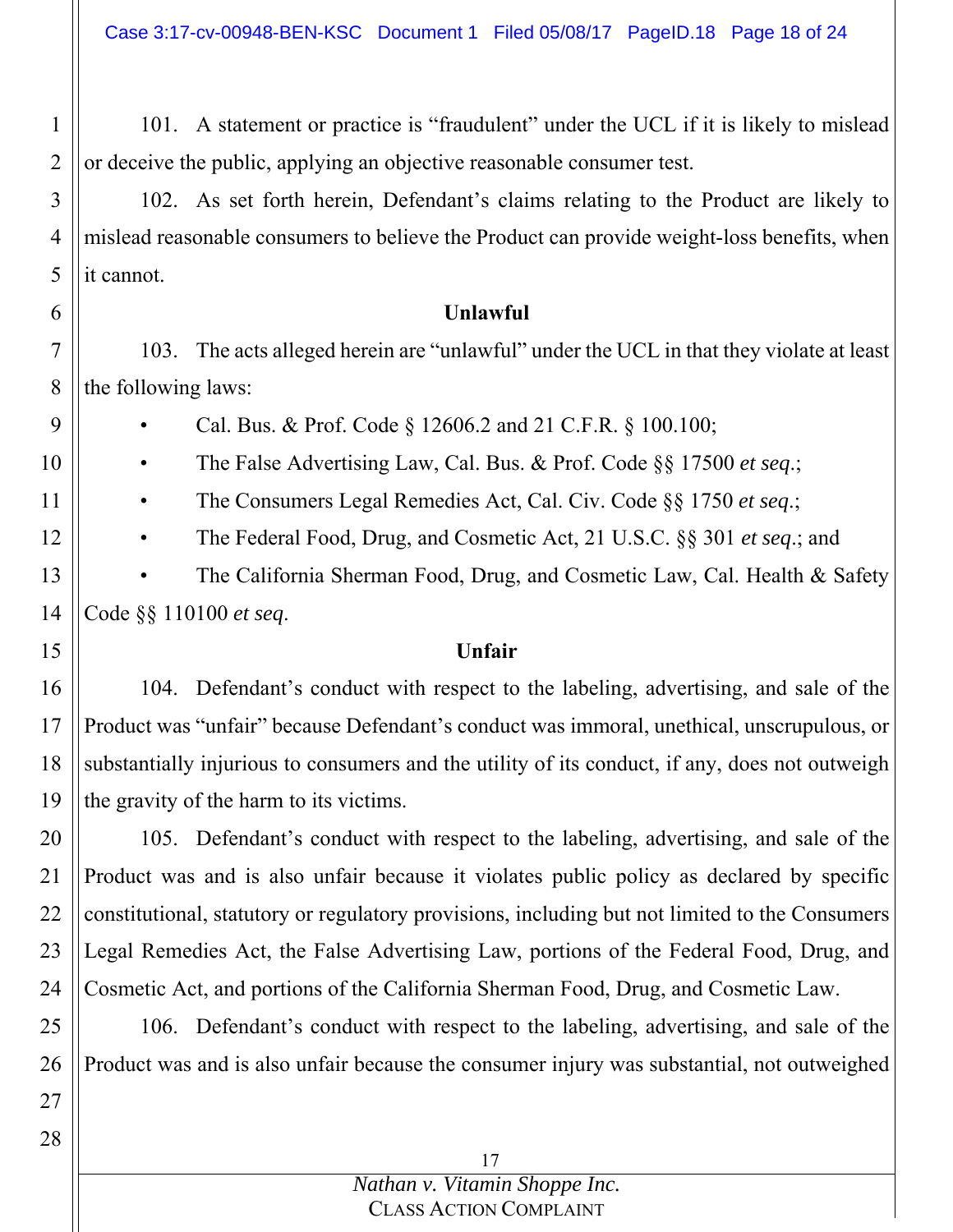101. A statement or practice is "fraudulent" under the UCL if it is likely to mislead or deceive the public, applying an objective reasonable consumer test.

102. As set forth herein, Defendant's claims relating to the Product are likely to mislead reasonable consumers to believe the Product can provide weight-loss benefits, when it cannot.

**Unlawful**

103. The acts alleged herein are "unlawful" under the UCL in that they violate at least the following laws:

- Cal. Bus. & Prof. Code § 12606.2 and 21 C.F.R. § 100.100;
- The False Advertising Law, Cal. Bus. & Prof. Code §§ 17500 *et seq.*;
- The Consumers Legal Remedies Act, Cal. Civ. Code §§ 1750 *et seq.*;
- The Federal Food, Drug, and Cosmetic Act, 21 U.S.C. §§ 301 *et seq.*; and
- The California Sherman Food, Drug, and Cosmetic Law, Cal. Health & Safety Code §§ 110100 *et seq.*

**Unfair**

104. Defendant's conduct with respect to the labeling, advertising, and sale of the Product was "unfair" because Defendant's conduct was immoral, unethical, unscrupulous, or substantially injurious to consumers and the utility of its conduct, if any, does not outweigh the gravity of the harm to its victims.

105. Defendant's conduct with respect to the labeling, advertising, and sale of the Product was and is also unfair because it violates public policy as declared by specific constitutional, statutory or regulatory provisions, including but not limited to the Consumers Legal Remedies Act, the False Advertising Law, portions of the Federal Food, Drug, and Cosmetic Act, and portions of the California Sherman Food, Drug, and Cosmetic Law.

106. Defendant's conduct with respect to the labeling, advertising, and sale of the Product was and is also unfair because the consumer injury was substantial, not outweighed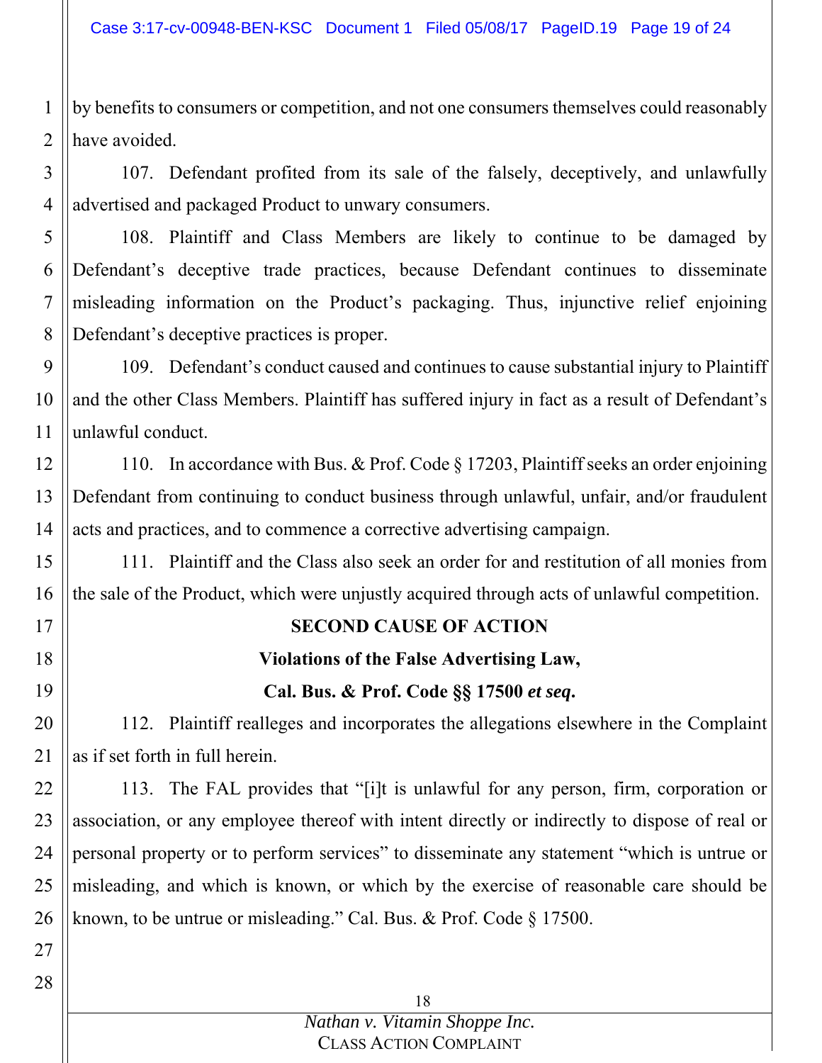by benefits to consumers or competition, and not one consumers themselves could reasonably have avoided.

107. Defendant profited from its sale of the falsely, deceptively, and unlawfully advertised and packaged Product to unwary consumers.

108. Plaintiff and Class Members are likely to continue to be damaged by Defendant's deceptive trade practices, because Defendant continues to disseminate misleading information on the Product's packaging. Thus, injunctive relief enjoining Defendant's deceptive practices is proper.

109. Defendant's conduct caused and continues to cause substantial injury to Plaintiff and the other Class Members. Plaintiff has suffered injury in fact as a result of Defendant's unlawful conduct.

110. In accordance with Bus. & Prof. Code § 17203, Plaintiff seeks an order enjoining Defendant from continuing to conduct business through unlawful, unfair, and/or fraudulent acts and practices, and to commence a corrective advertising campaign.

111. Plaintiff and the Class also seek an order for and restitution of all monies from the sale of the Product, which were unjustly acquired through acts of unlawful competition.

**SECOND CAUSE OF ACTION**

**Violations of the False Advertising Law,**

**Cal. Bus. & Prof. Code §§ 17500 *et seq.***

112. Plaintiff realleges and incorporates the allegations elsewhere in the Complaint as if set forth in full herein.

113. The FAL provides that "[i]t is unlawful for any person, firm, corporation or association, or any employee thereof with intent directly or indirectly to dispose of real or personal property or to perform services" to disseminate any statement "which is untrue or misleading, and which is known, or which by the exercise of reasonable care should be known, to be untrue or misleading." Cal. Bus. & Prof. Code § 17500.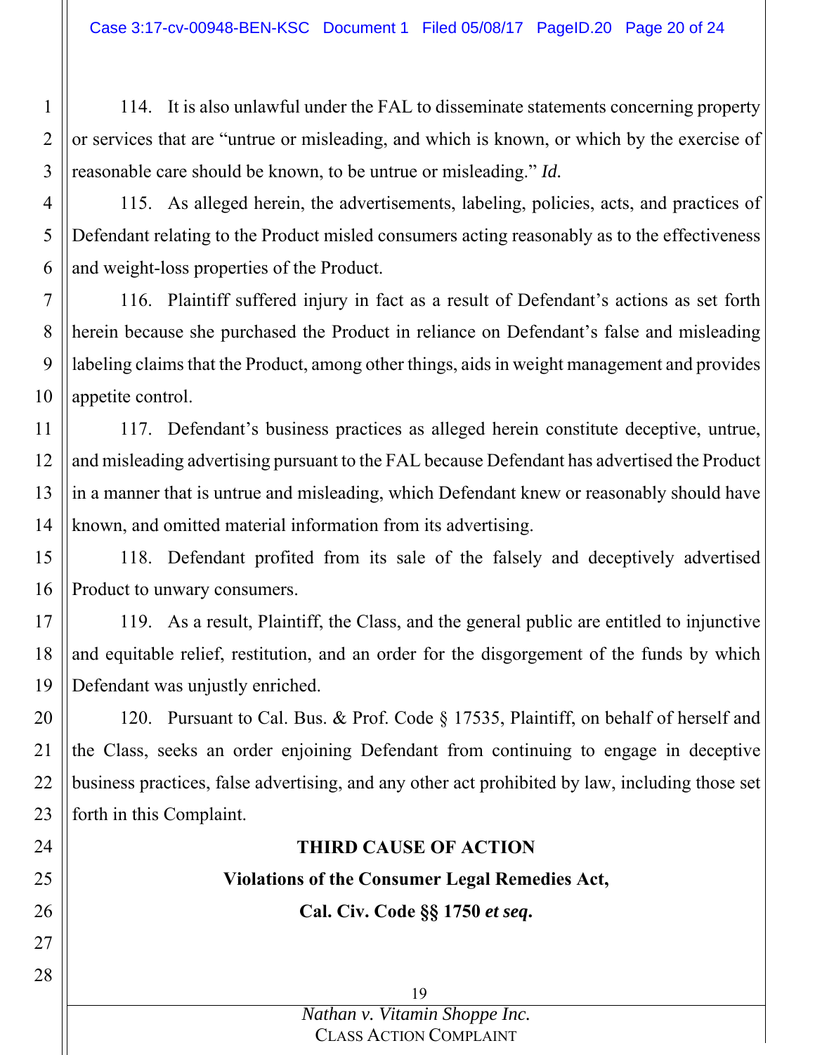114. It is also unlawful under the FAL to disseminate statements concerning property or services that are "untrue or misleading, and which is known, or which by the exercise of reasonable care should be known, to be untrue or misleading." *Id.*

115. As alleged herein, the advertisements, labeling, policies, acts, and practices of Defendant relating to the Product misled consumers acting reasonably as to the effectiveness and weight-loss properties of the Product.

116. Plaintiff suffered injury in fact as a result of Defendant's actions as set forth herein because she purchased the Product in reliance on Defendant's false and misleading labeling claims that the Product, among other things, aids in weight management and provides appetite control.

117. Defendant's business practices as alleged herein constitute deceptive, untrue, and misleading advertising pursuant to the FAL because Defendant has advertised the Product in a manner that is untrue and misleading, which Defendant knew or reasonably should have known, and omitted material information from its advertising.

118. Defendant profited from its sale of the falsely and deceptively advertised Product to unwary consumers.

119. As a result, Plaintiff, the Class, and the general public are entitled to injunctive and equitable relief, restitution, and an order for the disgorgement of the funds by which Defendant was unjustly enriched.

120. Pursuant to Cal. Bus. & Prof. Code § 17535, Plaintiff, on behalf of herself and the Class, seeks an order enjoining Defendant from continuing to engage in deceptive business practices, false advertising, and any other act prohibited by law, including those set forth in this Complaint.

**THIRD CAUSE OF ACTION**

**Violations of the Consumer Legal Remedies Act,**

**Cal. Civ. Code §§ 1750 *et seq*.**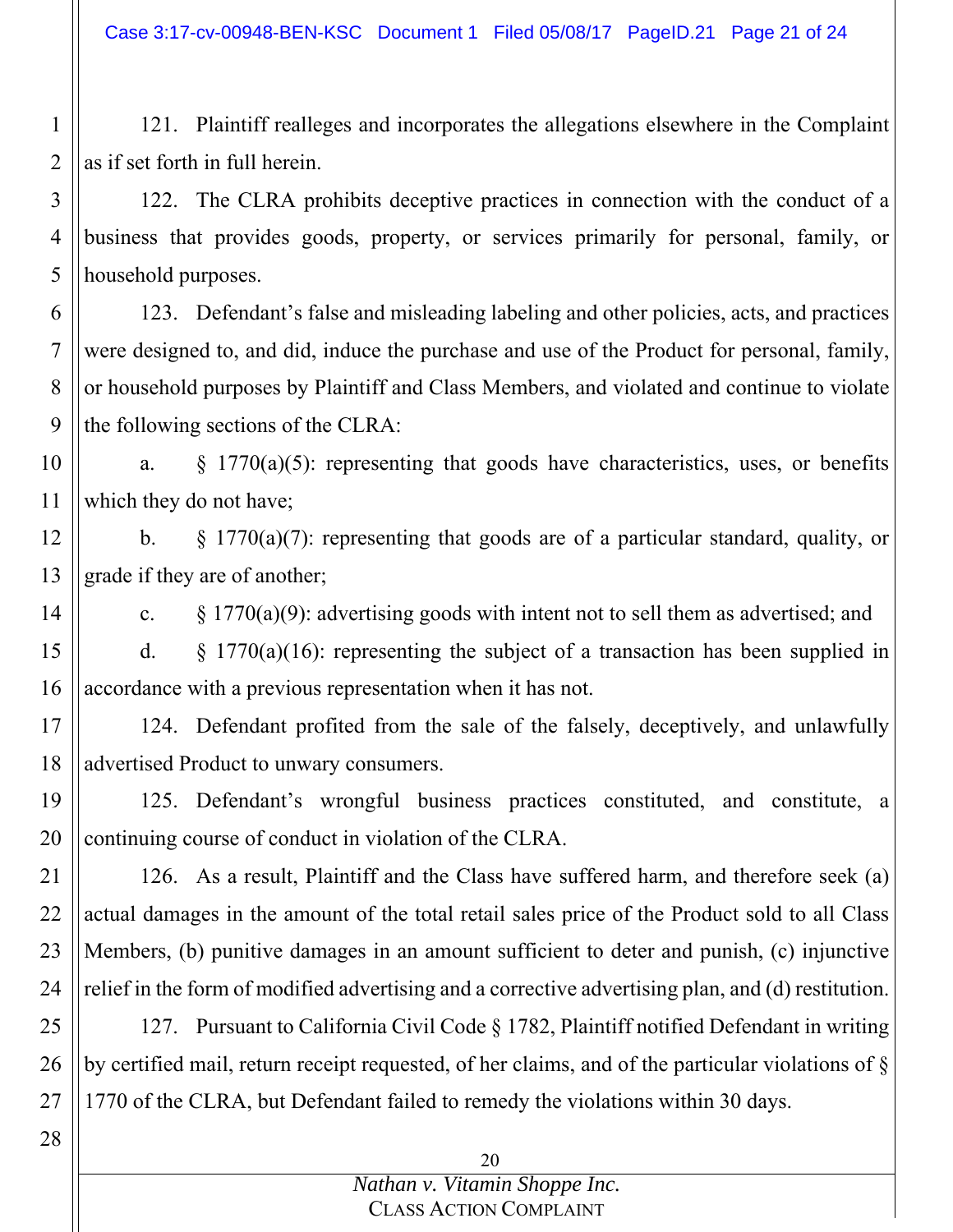121. Plaintiff realleges and incorporates the allegations elsewhere in the Complaint as if set forth in full herein.

122. The CLRA prohibits deceptive practices in connection with the conduct of a business that provides goods, property, or services primarily for personal, family, or household purposes.

123. Defendant's false and misleading labeling and other policies, acts, and practices were designed to, and did, induce the purchase and use of the Product for personal, family, or household purposes by Plaintiff and Class Members, and violated and continue to violate the following sections of the CLRA:

a. § 1770(a)(5): representing that goods have characteristics, uses, or benefits which they do not have;

b. § 1770(a)(7): representing that goods are of a particular standard, quality, or grade if they are of another;

c. § 1770(a)(9): advertising goods with intent not to sell them as advertised; and

d. § 1770(a)(16): representing the subject of a transaction has been supplied in accordance with a previous representation when it has not.

124. Defendant profited from the sale of the falsely, deceptively, and unlawfully advertised Product to unwary consumers.

125. Defendant's wrongful business practices constituted, and constitute, a continuing course of conduct in violation of the CLRA.

126. As a result, Plaintiff and the Class have suffered harm, and therefore seek (a) actual damages in the amount of the total retail sales price of the Product sold to all Class Members, (b) punitive damages in an amount sufficient to deter and punish, (c) injunctive relief in the form of modified advertising and a corrective advertising plan, and (d) restitution.

127. Pursuant to California Civil Code § 1782, Plaintiff notified Defendant in writing by certified mail, return receipt requested, of her claims, and of the particular violations of § 1770 of the CLRA, but Defendant failed to remedy the violations within 30 days.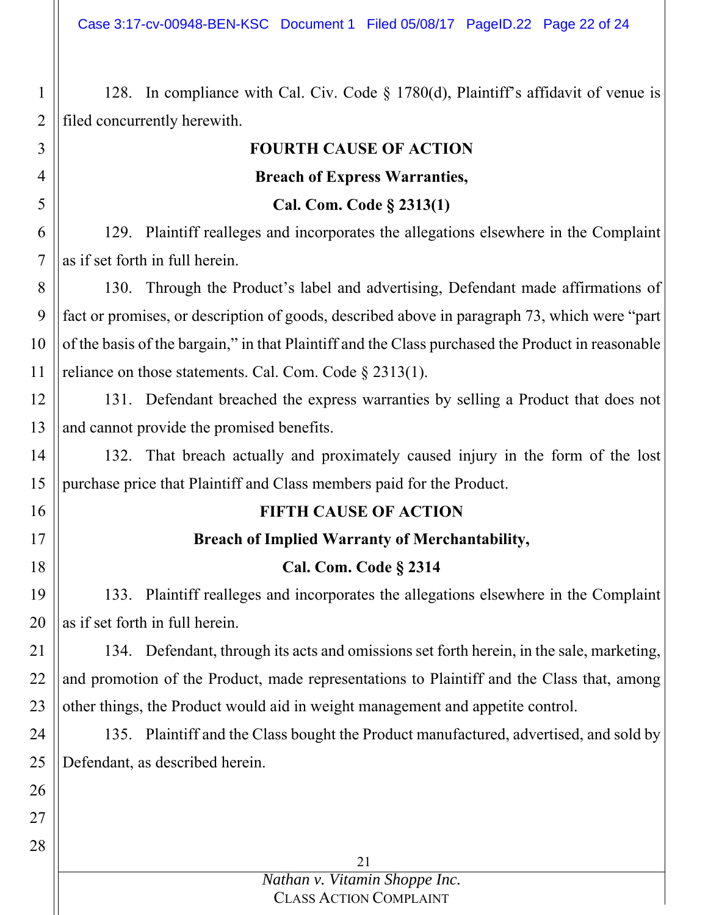128. In compliance with Cal. Civ. Code § 1780(d), Plaintiff's affidavit of venue is filed concurrently herewith.

**FOURTH CAUSE OF ACTION**

**Breach of Express Warranties,**

**Cal. Com. Code § 2313(1)**

129. Plaintiff realleges and incorporates the allegations elsewhere in the Complaint as if set forth in full herein.

130. Through the Product's label and advertising, Defendant made affirmations of fact or promises, or description of goods, described above in paragraph 73, which were "part of the basis of the bargain," in that Plaintiff and the Class purchased the Product in reasonable reliance on those statements. Cal. Com. Code § 2313(1).

131. Defendant breached the express warranties by selling a Product that does not and cannot provide the promised benefits.

132. That breach actually and proximately caused injury in the form of the lost purchase price that Plaintiff and Class members paid for the Product.

**FIFTH CAUSE OF ACTION**

**Breach of Implied Warranty of Merchantability,**

**Cal. Com. Code § 2314**

133. Plaintiff realleges and incorporates the allegations elsewhere in the Complaint as if set forth in full herein.

134. Defendant, through its acts and omissions set forth herein, in the sale, marketing, and promotion of the Product, made representations to Plaintiff and the Class that, among other things, the Product would aid in weight management and appetite control.

135. Plaintiff and the Class bought the Product manufactured, advertised, and sold by Defendant, as described herein.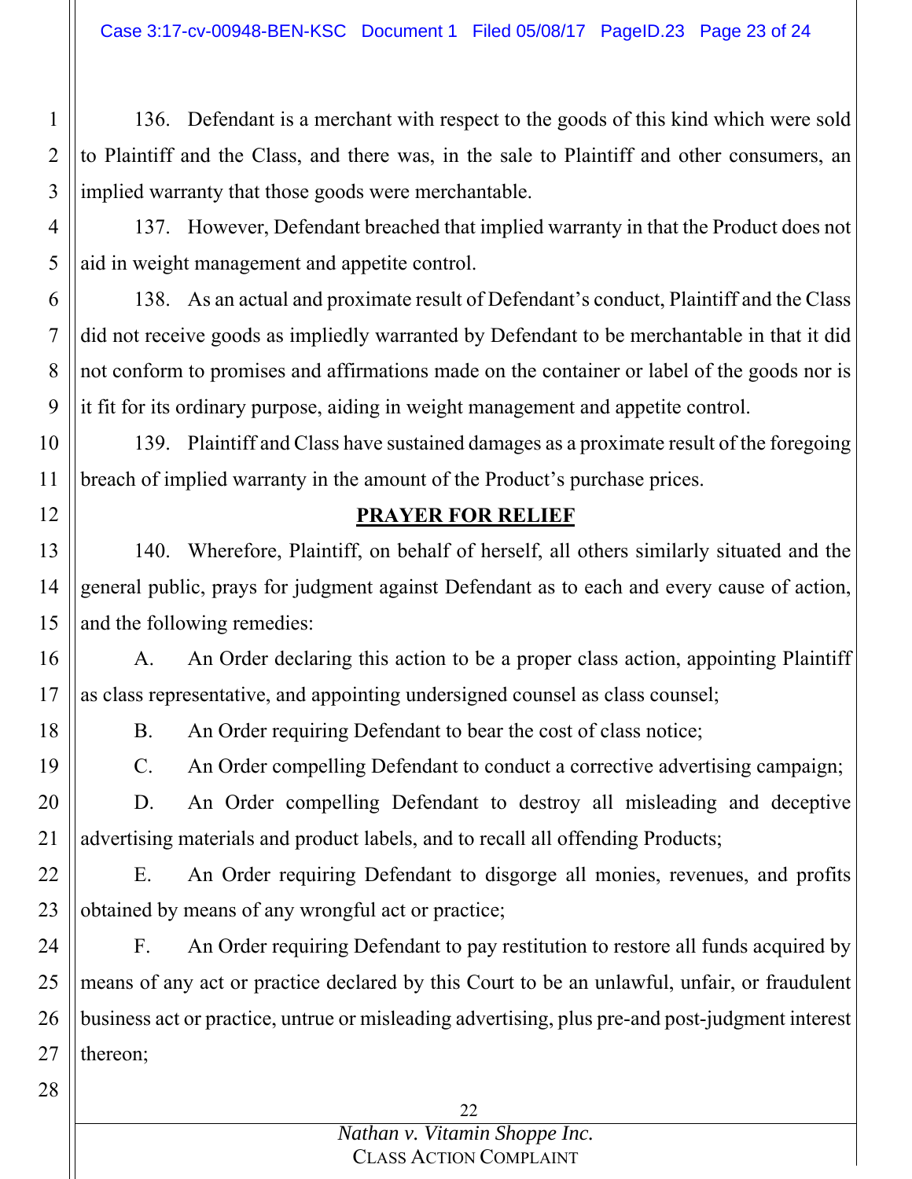136. Defendant is a merchant with respect to the goods of this kind which were sold to Plaintiff and the Class, and there was, in the sale to Plaintiff and other consumers, an implied warranty that those goods were merchantable.

137. However, Defendant breached that implied warranty in that the Product does not aid in weight management and appetite control.

138. As an actual and proximate result of Defendant's conduct, Plaintiff and the Class did not receive goods as impliedly warranted by Defendant to be merchantable in that it did not conform to promises and affirmations made on the container or label of the goods nor is it fit for its ordinary purpose, aiding in weight management and appetite control.

139. Plaintiff and Class have sustained damages as a proximate result of the foregoing breach of implied warranty in the amount of the Product's purchase prices.

## PRAYER FOR RELIEF

140. Wherefore, Plaintiff, on behalf of herself, all others similarly situated and the general public, prays for judgment against Defendant as to each and every cause of action, and the following remedies:

A. An Order declaring this action to be a proper class action, appointing Plaintiff as class representative, and appointing undersigned counsel as class counsel;

B. An Order requiring Defendant to bear the cost of class notice;

C. An Order compelling Defendant to conduct a corrective advertising campaign;

D. An Order compelling Defendant to destroy all misleading and deceptive advertising materials and product labels, and to recall all offending Products;

E. An Order requiring Defendant to disgorge all monies, revenues, and profits obtained by means of any wrongful act or practice;

F. An Order requiring Defendant to pay restitution to restore all funds acquired by means of any act or practice declared by this Court to be an unlawful, unfair, or fraudulent business act or practice, untrue or misleading advertising, plus pre-and post-judgment interest thereon;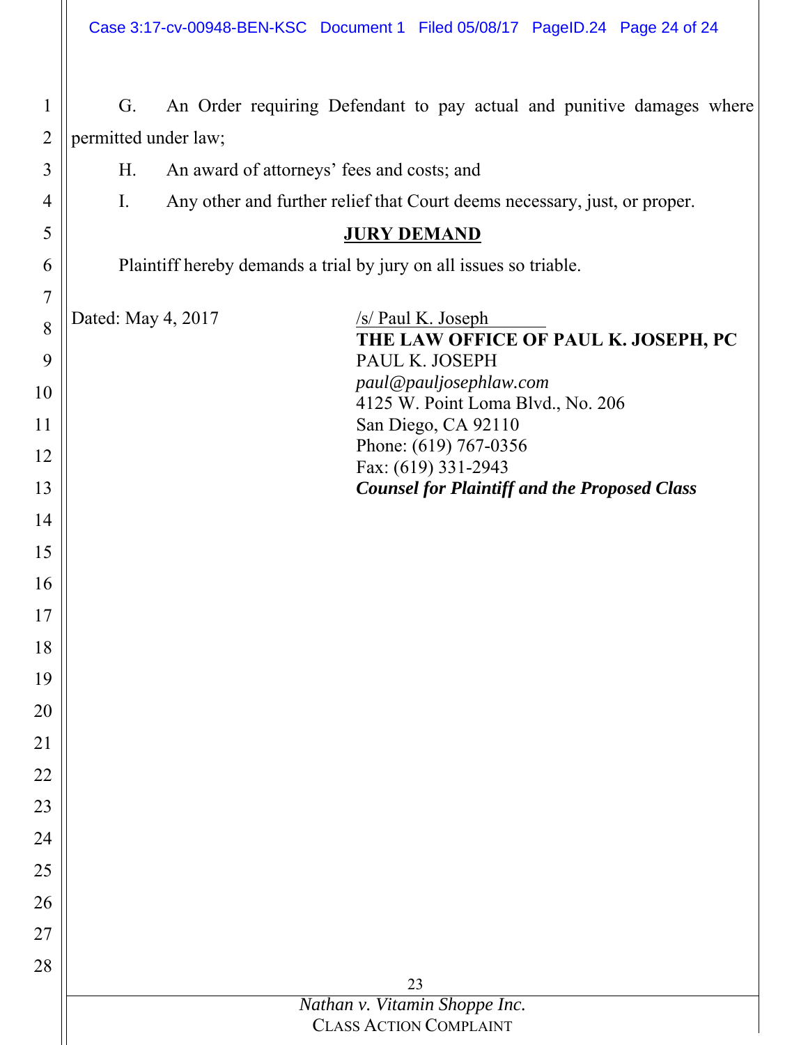G. An Order requiring Defendant to pay actual and punitive damages where permitted under law;

H. An award of attorneys' fees and costs; and

I. Any other and further relief that Court deems necessary, just, or proper.

## JURY DEMAND

Plaintiff hereby demands a trial by jury on all issues so triable.

Dated: May 4, 2017

/s/ Paul K. Joseph
**THE LAW OFFICE OF PAUL K. JOSEPH, PC**
PAUL K. JOSEPH
*paul@pauljosephlaw.com*
4125 W. Point Loma Blvd., No. 206
San Diego, CA 92110
Phone: (619) 767-0356
Fax: (619) 331-2943
***Counsel for Plaintiff and the Proposed Class***